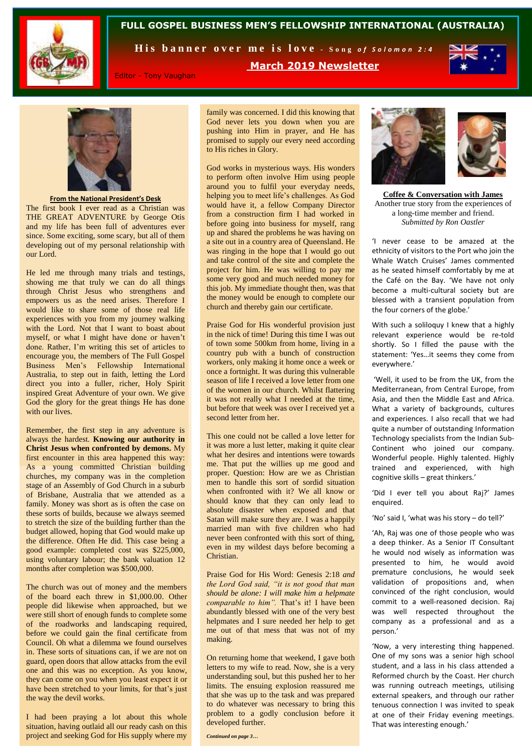# FULL GOSPEL BUSINESS MEN'S FELLOWSHIP INTERNATIONAL (AUSTRALIA)

**His banner over me is love** - *Song of Solomon 2:4*

**March 2019 Newsletter**

Editor - Tony Vaughan

## From the National President's Desk

The first book I ever read as a Christian was THE GREAT ADVENTURE by George Otis and my life has been full of adventures ever since. Some exciting, some scary, but all of them developing out of my personal relationship with our Lord.

He led me through many trials and testings, showing me that truly we can do all things through Christ Jesus who strengthens and empowers us as the need arises. Therefore I would like to share some of those real life experiences with you from my journey walking with the Lord. Not that I want to boast about myself, or what I might have done or haven't done. Rather, I'm writing this set of articles to encourage you, the members of The Full Gospel Business Men's Fellowship International Australia, to step out in faith, letting the Lord direct you into a fuller, richer, Holy Spirit inspired Great Adventure of your own. We give God the glory for the great things He has done with our lives.

Remember, the first step in any adventure is always the hardest. **Knowing our authority in Christ Jesus when confronted by demons.** My first encounter in this area happened this way: As a young committed Christian building churches, my company was in the completion stage of an Assembly of God Church in a suburb of Brisbane, Australia that we attended as a family. Money was short as is often the case on these sorts of builds, because we always seemed to stretch the size of the building further than the budget allowed, hoping that God would make up the difference. Often He did. This case being a good example: completed cost was $225,000, using voluntary labour; the bank valuation 12 months after completion was $500,000.

The church was out of money and the members of the board each threw in $1,000.00. Other people did likewise when approached, but we were still short of enough funds to complete some of the roadworks and landscaping required, before we could gain the final certificate from Council. Oh what a dilemma we found ourselves in. These sorts of situations can, if we are not on guard, open doors that allow attacks from the evil one and this was no exception. As you know, they can come on you when you least expect it or have been stretched to your limits, for that's just the way the devil works.

I had been praying a lot about this whole situation, having outlaid all our ready cash on this project and seeking God for His supply where my family was concerned. I did this knowing that God never lets you down when you are pushing into Him in prayer, and He has promised to supply our every need according to His riches in Glory.

God works in mysterious ways. His wonders to perform often involve Him using people around you to fulfil your everyday needs, helping you to meet life's challenges. As God would have it, a fellow Company Director from a construction firm I had worked in before going into business for myself, rang up and shared the problems he was having on a site out in a country area of Queensland. He was ringing in the hope that I would go out and take control of the site and complete the project for him. He was willing to pay me some very good and much needed money for this job. My immediate thought then, was that the money would be enough to complete our church and thereby gain our certificate.

Praise God for His wonderful provision just in the nick of time! During this time I was out of town some 500km from home, living in a country pub with a bunch of construction workers, only making it home once a week or once a fortnight. It was during this vulnerable season of life I received a love letter from one of the women in our church. Whilst flattering it was not really what I needed at the time, but before that week was over I received yet a second letter from her.

This one could not be called a love letter for it was more a lust letter, making it quite clear what her desires and intentions were towards me. That put the willies up me good and proper. Question: How are we as Christian men to handle this sort of sordid situation when confronted with it? We all know or should know that they can only lead to absolute disaster when exposed and that Satan will make sure they are. I was a happily married man with five children who had never been confronted with this sort of thing, even in my wildest days before becoming a Christian.

Praise God for His Word: Genesis 2:18 *and the Lord God said, "it is not good that man should be alone: I will make him a helpmate comparable to him".* That's it! I have been abundantly blessed with one of the very best helpmates and I sure needed her help to get me out of that mess that was not of my making.

On returning home that weekend, I gave both letters to my wife to read. Now, she is a very understanding soul, but this pushed her to her limits. The ensuing explosion reassured me that she was up to the task and was prepared to do whatever was necessary to bring this problem to a godly conclusion before it developed further.

*Continued on page 3…*

## Coffee & Conversation with James

Another true story from the experiences of a long-time member and friend.
*Submitted by Ron Oastler*

'I never cease to be amazed at the ethnicity of visitors to the Port who join the Whale Watch Cruises' James commented as he seated himself comfortably by me at the Café on the Bay. 'We have not only become a multi-cultural society but are blessed with a transient population from the four corners of the globe.'

With such a soliloquy I knew that a highly relevant experience would be re-told shortly. So I filled the pause with the statement: 'Yes…it seems they come from everywhere.'

'Well, it used to be from the UK, from the Mediterranean, from Central Europe, from Asia, and then the Middle East and Africa. What a variety of backgrounds, cultures and experiences. I also recall that we had quite a number of outstanding Information Technology specialists from the Indian Sub-Continent who joined our company. Wonderful people. Highly talented. Highly trained and experienced, with high cognitive skills – great thinkers.'

'Did I ever tell you about Raj?' James enquired.

'No' said I, 'what was his story – do tell?'

'Ah, Raj was one of those people who was a deep thinker. As a Senior IT Consultant he would nod wisely as information was presented to him, he would avoid premature conclusions, he would seek validation of propositions and, when convinced of the right conclusion, would commit to a well-reasoned decision. Raj was well respected throughout the company as a professional and as a person.'

'Now, a very interesting thing happened. One of my sons was a senior high school student, and a lass in his class attended a Reformed church by the Coast. Her church was running outreach meetings, utilising external speakers, and through our rather tenuous connection I was invited to speak at one of their Friday evening meetings. That was interesting enough.'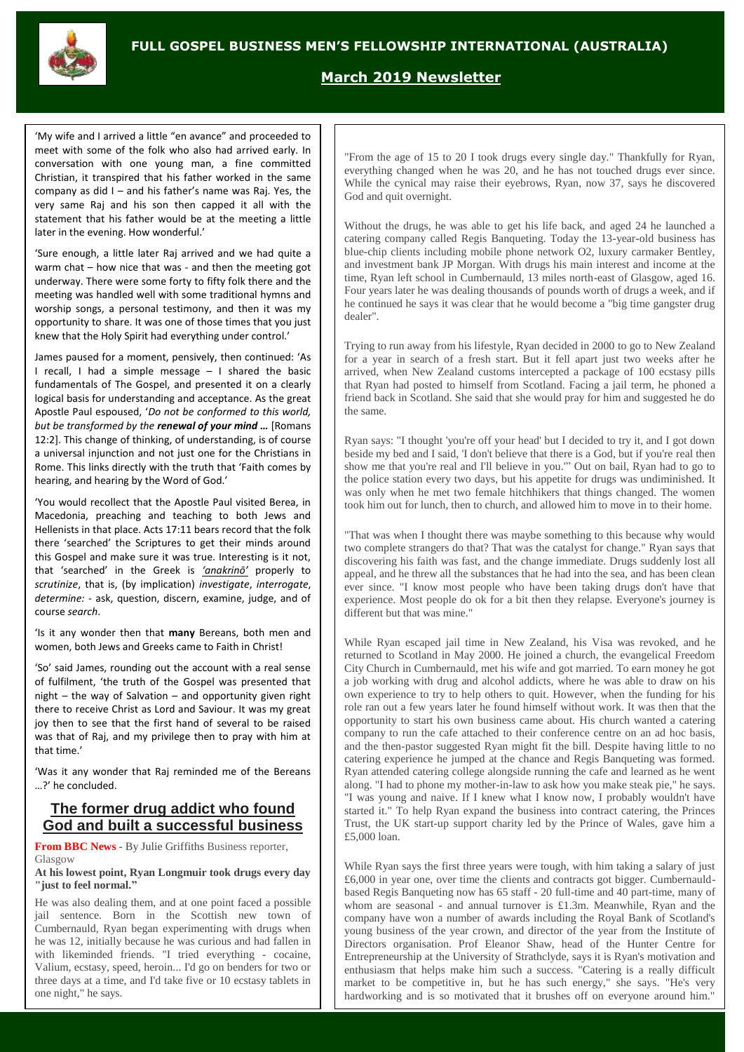'My wife and I arrived a little "en avance" and proceeded to meet with some of the folk who also had arrived early. In conversation with one young man, a fine committed Christian, it transpired that his father worked in the same company as did I – and his father's name was Raj. Yes, the very same Raj and his son then capped it all with the statement that his father would be at the meeting a little later in the evening. How wonderful.'

'Sure enough, a little later Raj arrived and we had quite a warm chat – how nice that was - and then the meeting got underway. There were some forty to fifty folk there and the meeting was handled well with some traditional hymns and worship songs, a personal testimony, and then it was my opportunity to share. It was one of those times that you just knew that the Holy Spirit had everything under control.'

James paused for a moment, pensively, then continued: 'As I recall, I had a simple message – I shared the basic fundamentals of The Gospel, and presented it on a clearly logical basis for understanding and acceptance. As the great Apostle Paul espoused, '*Do not be conformed to this world, but be transformed by the **renewal of your mind …*** [Romans 12:2]. This change of thinking, of understanding, is of course a universal injunction and not just one for the Christians in Rome. This links directly with the truth that 'Faith comes by hearing, and hearing by the Word of God.'

'You would recollect that the Apostle Paul visited Berea, in Macedonia, preaching and teaching to both Jews and Hellenists in that place. Acts 17:11 bears record that the folk there 'searched' the Scriptures to get their minds around this Gospel and make sure it was true. Interesting is it not, that 'searched' in the Greek is *'anakrinō'* properly to *scrutinize*, that is, (by implication) *investigate*, *interrogate*, *determine:* - ask, question, discern, examine, judge, and of course *search*.

'Is it any wonder then that **many** Bereans, both men and women, both Jews and Greeks came to Faith in Christ!

'So' said James, rounding out the account with a real sense of fulfilment, 'the truth of the Gospel was presented that night – the way of Salvation – and opportunity given right there to receive Christ as Lord and Saviour. It was my great joy then to see that the first hand of several to be raised was that of Raj, and my privilege then to pray with him at that time.'

'Was it any wonder that Raj reminded me of the Bereans …?' he concluded.

## The former drug addict who found God and built a successful business

**From BBC News** - By Julie Griffiths Business reporter, Glasgow

**At his lowest point, Ryan Longmuir took drugs every day "just to feel normal."**

He was also dealing them, and at one point faced a possible jail sentence. Born in the Scottish new town of Cumbernauld, Ryan began experimenting with drugs when he was 12, initially because he was curious and had fallen in with likeminded friends. "I tried everything - cocaine, Valium, ecstasy, speed, heroin... I'd go on benders for two or three days at a time, and I'd take five or 10 ecstasy tablets in one night," he says.

"From the age of 15 to 20 I took drugs every single day." Thankfully for Ryan, everything changed when he was 20, and he has not touched drugs ever since. While the cynical may raise their eyebrows, Ryan, now 37, says he discovered God and quit overnight.

Without the drugs, he was able to get his life back, and aged 24 he launched a catering company called Regis Banqueting. Today the 13-year-old business has blue-chip clients including mobile phone network O2, luxury carmaker Bentley, and investment bank JP Morgan. With drugs his main interest and income at the time, Ryan left school in Cumbernauld, 13 miles north-east of Glasgow, aged 16. Four years later he was dealing thousands of pounds worth of drugs a week, and if he continued he says it was clear that he would become a "big time gangster drug dealer".

Trying to run away from his lifestyle, Ryan decided in 2000 to go to New Zealand for a year in search of a fresh start. But it fell apart just two weeks after he arrived, when New Zealand customs intercepted a package of 100 ecstasy pills that Ryan had posted to himself from Scotland. Facing a jail term, he phoned a friend back in Scotland. She said that she would pray for him and suggested he do the same.

Ryan says: "I thought 'you're off your head' but I decided to try it, and I got down beside my bed and I said, 'I don't believe that there is a God, but if you're real then show me that you're real and I'll believe in you.'" Out on bail, Ryan had to go to the police station every two days, but his appetite for drugs was undiminished. It was only when he met two female hitchhikers that things changed. The women took him out for lunch, then to church, and allowed him to move in to their home.

"That was when I thought there was maybe something to this because why would two complete strangers do that? That was the catalyst for change." Ryan says that discovering his faith was fast, and the change immediate. Drugs suddenly lost all appeal, and he threw all the substances that he had into the sea, and has been clean ever since. "I know most people who have been taking drugs don't have that experience. Most people do ok for a bit then they relapse. Everyone's journey is different but that was mine."

While Ryan escaped jail time in New Zealand, his Visa was revoked, and he returned to Scotland in May 2000. He joined a church, the evangelical Freedom City Church in Cumbernauld, met his wife and got married. To earn money he got a job working with drug and alcohol addicts, where he was able to draw on his own experience to try to help others to quit. However, when the funding for his role ran out a few years later he found himself without work. It was then that the opportunity to start his own business came about. His church wanted a catering company to run the cafe attached to their conference centre on an ad hoc basis, and the then-pastor suggested Ryan might fit the bill. Despite having little to no catering experience he jumped at the chance and Regis Banqueting was formed. Ryan attended catering college alongside running the cafe and learned as he went along. "I had to phone my mother-in-law to ask how you make steak pie," he says. "I was young and naive. If I knew what I know now, I probably wouldn't have started it." To help Ryan expand the business into contract catering, the Princes Trust, the UK start-up support charity led by the Prince of Wales, gave him a £5,000 loan.

While Ryan says the first three years were tough, with him taking a salary of just £6,000 in year one, over time the clients and contracts got bigger. Cumbernauld-based Regis Banqueting now has 65 staff - 20 full-time and 40 part-time, many of whom are seasonal - and annual turnover is £1.3m. Meanwhile, Ryan and the company have won a number of awards including the Royal Bank of Scotland's young business of the year crown, and director of the year from the Institute of Directors organisation. Prof Eleanor Shaw, head of the Hunter Centre for Entrepreneurship at the University of Strathclyde, says it is Ryan's motivation and enthusiasm that helps make him such a success. "Catering is a really difficult market to be competitive in, but he has such energy," she says. "He's very hardworking and is so motivated that it brushes off on everyone around him."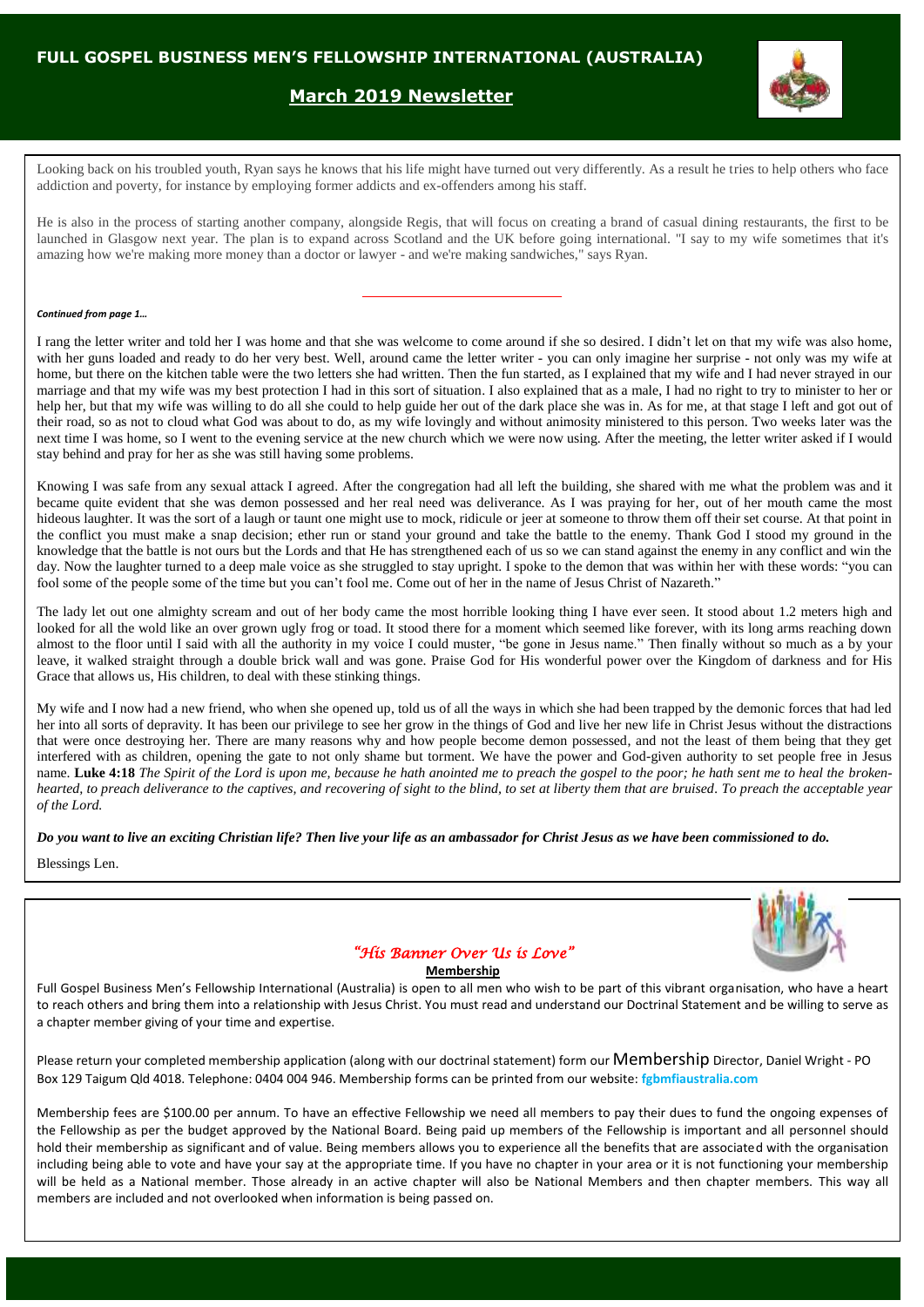Looking back on his troubled youth, Ryan says he knows that his life might have turned out very differently. As a result he tries to help others who face addiction and poverty, for instance by employing former addicts and ex-offenders among his staff.

He is also in the process of starting another company, alongside Regis, that will focus on creating a brand of casual dining restaurants, the first to be launched in Glasgow next year. The plan is to expand across Scotland and the UK before going international. "I say to my wife sometimes that it's amazing how we're making more money than a doctor or lawyer - and we're making sandwiches," says Ryan.

***Continued from page 1…***

I rang the letter writer and told her I was home and that she was welcome to come around if she so desired. I didn't let on that my wife was also home, with her guns loaded and ready to do her very best. Well, around came the letter writer - you can only imagine her surprise - not only was my wife at home, but there on the kitchen table were the two letters she had written. Then the fun started, as I explained that my wife and I had never strayed in our marriage and that my wife was my best protection I had in this sort of situation. I also explained that as a male, I had no right to try to minister to her or help her, but that my wife was willing to do all she could to help guide her out of the dark place she was in. As for me, at that stage I left and got out of their road, so as not to cloud what God was about to do, as my wife lovingly and without animosity ministered to this person. Two weeks later was the next time I was home, so I went to the evening service at the new church which we were now using. After the meeting, the letter writer asked if I would stay behind and pray for her as she was still having some problems.

Knowing I was safe from any sexual attack I agreed. After the congregation had all left the building, she shared with me what the problem was and it became quite evident that she was demon possessed and her real need was deliverance. As I was praying for her, out of her mouth came the most hideous laughter. It was the sort of a laugh or taunt one might use to mock, ridicule or jeer at someone to throw them off their set course. At that point in the conflict you must make a snap decision; ether run or stand your ground and take the battle to the enemy. Thank God I stood my ground in the knowledge that the battle is not ours but the Lords and that He has strengthened each of us so we can stand against the enemy in any conflict and win the day. Now the laughter turned to a deep male voice as she struggled to stay upright. I spoke to the demon that was within her with these words: "you can fool some of the people some of the time but you can't fool me. Come out of her in the name of Jesus Christ of Nazareth."

The lady let out one almighty scream and out of her body came the most horrible looking thing I have ever seen. It stood about 1.2 meters high and looked for all the wold like an over grown ugly frog or toad. It stood there for a moment which seemed like forever, with its long arms reaching down almost to the floor until I said with all the authority in my voice I could muster, "be gone in Jesus name." Then finally without so much as a by your leave, it walked straight through a double brick wall and was gone. Praise God for His wonderful power over the Kingdom of darkness and for His Grace that allows us, His children, to deal with these stinking things.

My wife and I now had a new friend, who when she opened up, told us of all the ways in which she had been trapped by the demonic forces that had led her into all sorts of depravity. It has been our privilege to see her grow in the things of God and live her new life in Christ Jesus without the distractions that were once destroying her. There are many reasons why and how people become demon possessed, and not the least of them being that they get interfered with as children, opening the gate to not only shame but torment. We have the power and God-given authority to set people free in Jesus name. **Luke 4:18** *The Spirit of the Lord is upon me, because he hath anointed me to preach the gospel to the poor; he hath sent me to heal the broken-hearted, to preach deliverance to the captives, and recovering of sight to the blind, to set at liberty them that are bruised. To preach the acceptable year of the Lord.*

***Do you want to live an exciting Christian life? Then live your life as an ambassador for Christ Jesus as we have been commissioned to do.***

Blessings Len.

*"His Banner Over Us is Love"*

**Membership**

Full Gospel Business Men's Fellowship International (Australia) is open to all men who wish to be part of this vibrant organisation, who have a heart to reach others and bring them into a relationship with Jesus Christ. You must read and understand our Doctrinal Statement and be willing to serve as a chapter member giving of your time and expertise.

Please return your completed membership application (along with our doctrinal statement) form our Membership Director, Daniel Wright - PO Box 129 Taigum Qld 4018. Telephone: 0404 004 946. Membership forms can be printed from our website: fgbmfiaustralia.com

Membership fees are $100.00 per annum. To have an effective Fellowship we need all members to pay their dues to fund the ongoing expenses of the Fellowship as per the budget approved by the National Board. Being paid up members of the Fellowship is important and all personnel should hold their membership as significant and of value. Being members allows you to experience all the benefits that are associated with the organisation including being able to vote and have your say at the appropriate time. If you have no chapter in your area or it is not functioning your membership will be held as a National member. Those already in an active chapter will also be National Members and then chapter members. This way all members are included and not overlooked when information is being passed on.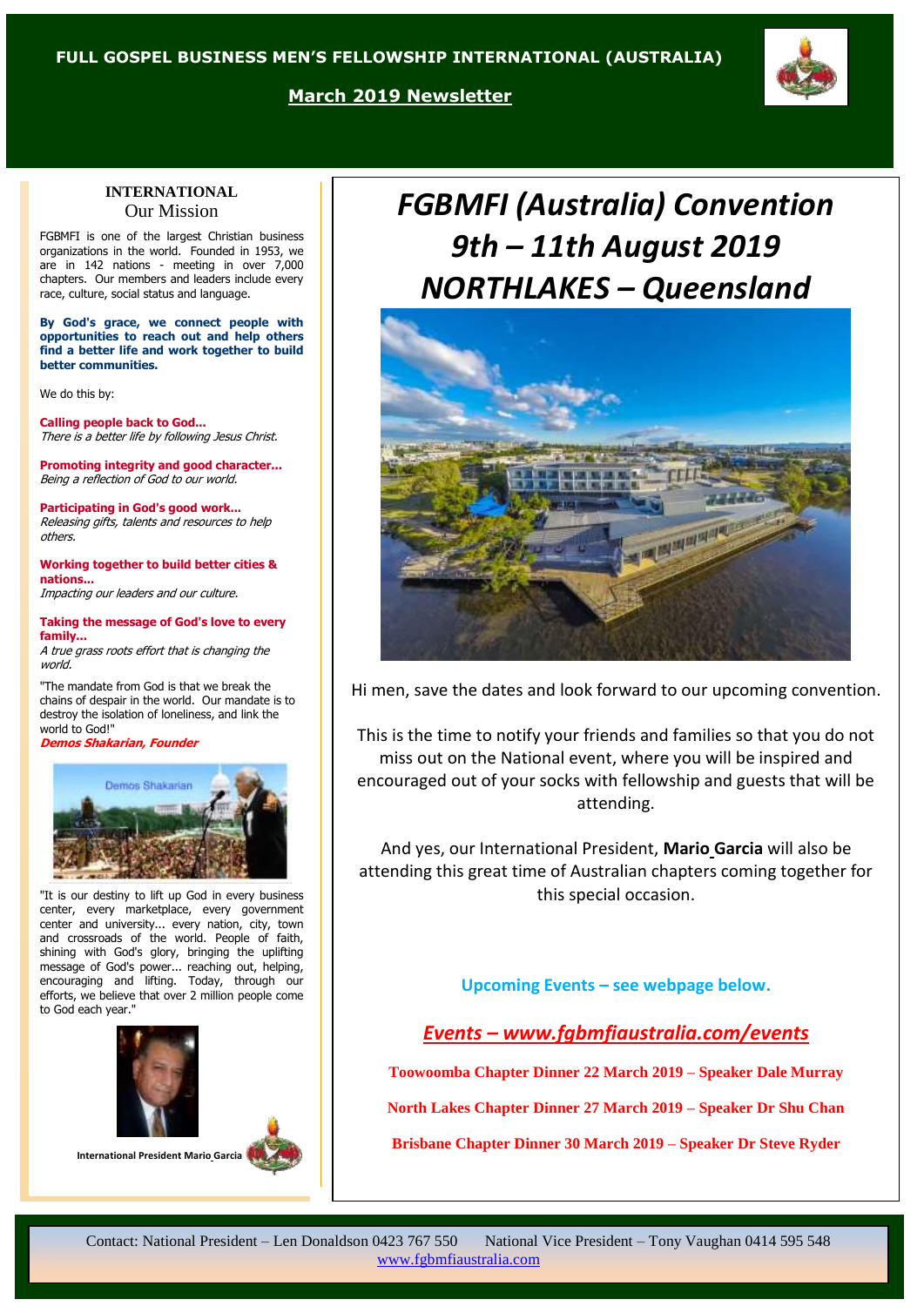FULL GOSPEL BUSINESS MEN'S FELLOWSHIP INTERNATIONAL (AUSTRALIA)

**March 2019 Newsletter**

### INTERNATIONAL
Our Mission

FGBMFI is one of the largest Christian business organizations in the world. Founded in 1953, we are in 142 nations - meeting in over 7,000 chapters. Our members and leaders include every race, culture, social status and language.

**By God's grace, we connect people with opportunities to reach out and help others find a better life and work together to build better communities.**

We do this by:

**Calling people back to God...**
*There is a better life by following Jesus Christ.*

**Promoting integrity and good character...**
*Being a reflection of God to our world.*

**Participating in God's good work...**
*Releasing gifts, talents and resources to help others.*

**Working together to build better cities & nations...**
*Impacting our leaders and our culture.*

**Taking the message of God's love to every family...**
*A true grass roots effort that is changing the world.*

"The mandate from God is that we break the chains of despair in the world. Our mandate is to destroy the isolation of loneliness, and link the world to God!"
***Demos Shakarian, Founder***

Demos Shakarian

"It is our destiny to lift up God in every business center, every marketplace, every government center and university... every nation, city, town and crossroads of the world. People of faith, shining with God's glory, bringing the uplifting message of God's power... reaching out, helping, encouraging and lifting. Today, through our efforts, we believe that over 2 million people come to God each year."

International President Mario Garcia

# *FGBMFI (Australia) Convention 9th – 11th August 2019 NORTHLAKES – Queensland*

Hi men, save the dates and look forward to our upcoming convention.

This is the time to notify your friends and families so that you do not miss out on the National event, where you will be inspired and encouraged out of your socks with fellowship and guests that will be attending.

And yes, our International President, **Mario Garcia** will also be attending this great time of Australian chapters coming together for this special occasion.

**Upcoming Events – see webpage below.**

***Events – www.fgbmfiaustralia.com/events***

**Toowoomba Chapter Dinner 22 March 2019 – Speaker Dale Murray**

**North Lakes Chapter Dinner 27 March 2019 – Speaker Dr Shu Chan**

**Brisbane Chapter Dinner 30 March 2019 – Speaker Dr Steve Ryder**

Contact: National President – Len Donaldson 0423 767 550 National Vice President – Tony Vaughan 0414 595 548
www.fgbmfiaustralia.com